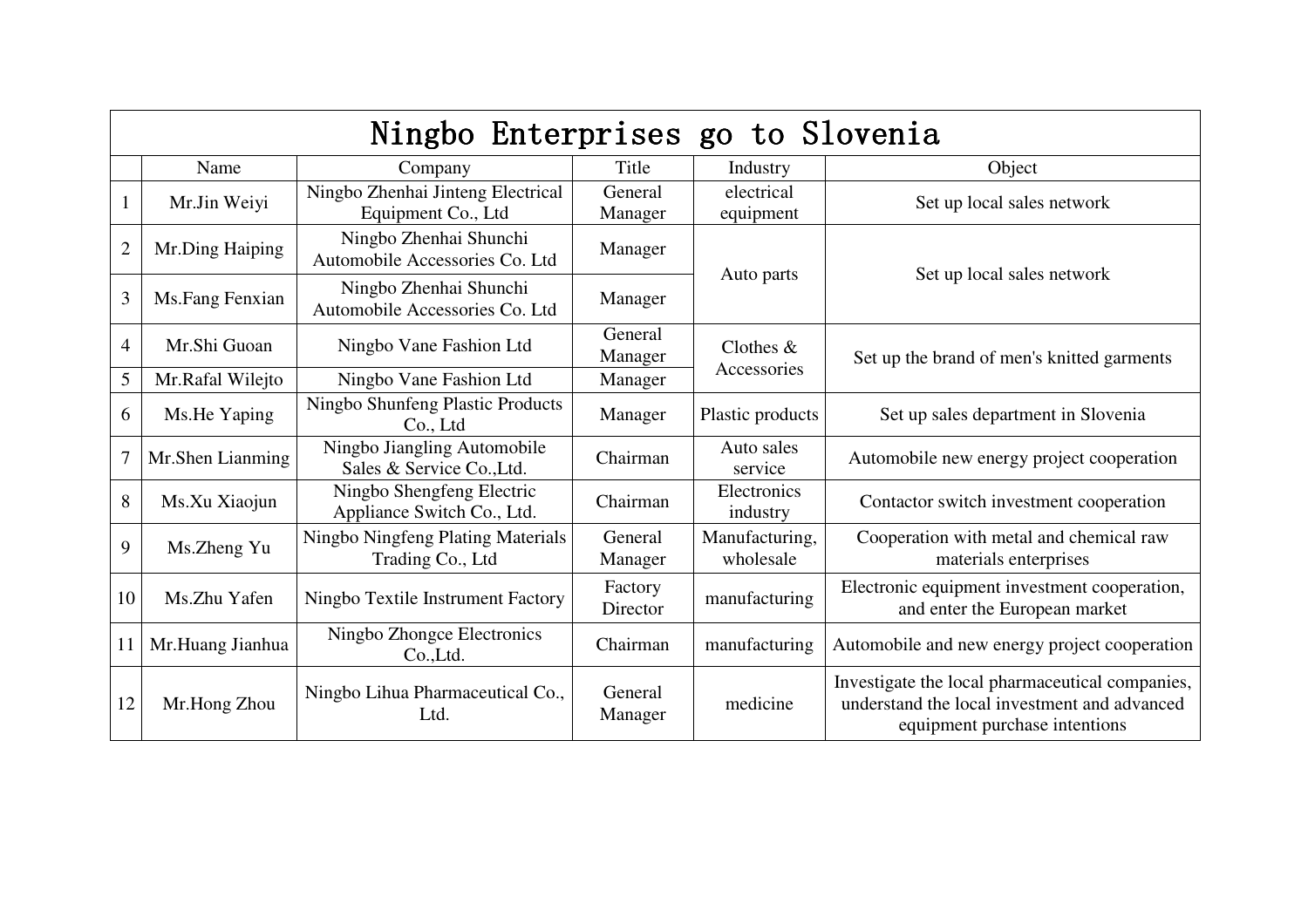# Ningbo Enterprises go to Slovenia

| | Name | Company | Title | Industry | Object |
|---|---|---|---|---|---|
| 1 | Mr.Jin Weiyi | Ningbo Zhenhai Jinteng Electrical Equipment Co., Ltd | General Manager | electrical equipment | Set up local sales network |
| 2 | Mr.Ding Haiping | Ningbo Zhenhai Shunchi Automobile Accessories Co. Ltd | Manager | Auto parts | Set up local sales network |
| 3 | Ms.Fang Fenxian | Ningbo Zhenhai Shunchi Automobile Accessories Co. Ltd | Manager | | |
| 4 | Mr.Shi Guoan | Ningbo Vane Fashion Ltd | General Manager | Clothes & Accessories | Set up the brand of men's knitted garments |
| 5 | Mr.Rafal Wilejto | Ningbo Vane Fashion Ltd | Manager | | |
| 6 | Ms.He Yaping | Ningbo Shunfeng Plastic Products Co., Ltd | Manager | Plastic products | Set up sales department in Slovenia |
| 7 | Mr.Shen Lianming | Ningbo Jiangling Automobile Sales & Service Co.,Ltd. | Chairman | Auto sales service | Automobile new energy project cooperation |
| 8 | Ms.Xu Xiaojun | Ningbo Shengfeng Electric Appliance Switch Co., Ltd. | Chairman | Electronics industry | Contactor switch investment cooperation |
| 9 | Ms.Zheng Yu | Ningbo Ningfeng Plating Materials Trading Co., Ltd | General Manager | Manufacturing, wholesale | Cooperation with metal and chemical raw materials enterprises |
| 10 | Ms.Zhu Yafen | Ningbo Textile Instrument Factory | Factory Director | manufacturing | Electronic equipment investment cooperation, and enter the European market |
| 11 | Mr.Huang Jianhua | Ningbo Zhongce Electronics Co.,Ltd. | Chairman | manufacturing | Automobile and new energy project cooperation |
| 12 | Mr.Hong Zhou | Ningbo Lihua Pharmaceutical Co., Ltd. | General Manager | medicine | Investigate the local pharmaceutical companies, understand the local investment and advanced equipment purchase intentions |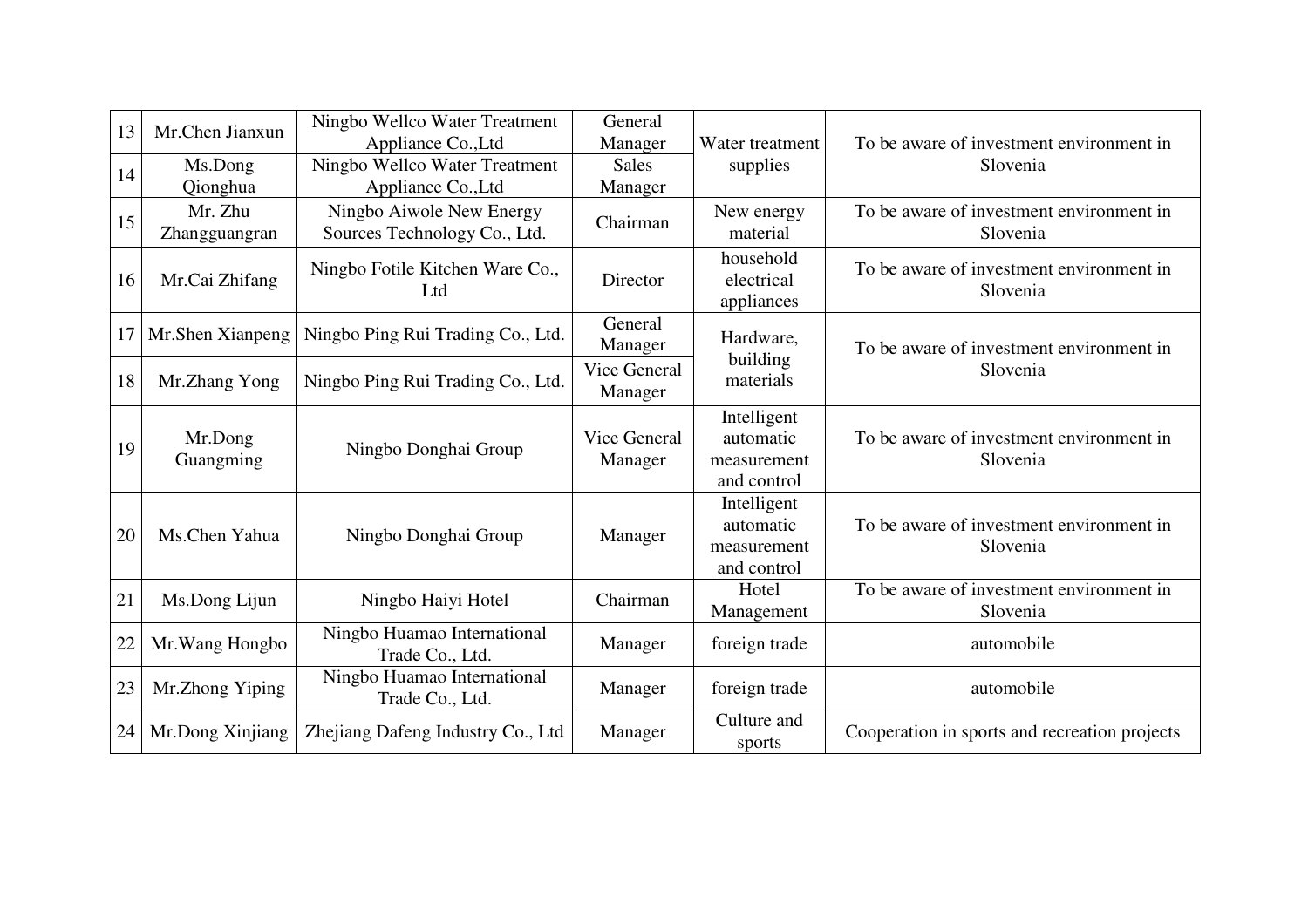| 13 | Mr.Chen Jianxun | Ningbo Wellco Water Treatment Appliance Co.,Ltd | General Manager | Water treatment supplies | To be aware of investment environment in Slovenia |
|---|---|---|---|---|---|
| 14 | Ms.Dong Qionghua | Ningbo Wellco Water Treatment Appliance Co.,Ltd | Sales Manager | | |
| 15 | Mr. Zhu Zhangguangran | Ningbo Aiwole New Energy Sources Technology Co., Ltd. | Chairman | New energy material | To be aware of investment environment in Slovenia |
| 16 | Mr.Cai Zhifang | Ningbo Fotile Kitchen Ware Co., Ltd | Director | household electrical appliances | To be aware of investment environment in Slovenia |
| 17 | Mr.Shen Xianpeng | Ningbo Ping Rui Trading Co., Ltd. | General Manager | Hardware, building materials | To be aware of investment environment in Slovenia |
| 18 | Mr.Zhang Yong | Ningbo Ping Rui Trading Co., Ltd. | Vice General Manager | | |
| 19 | Mr.Dong Guangming | Ningbo Donghai Group | Vice General Manager | Intelligent automatic measurement and control | To be aware of investment environment in Slovenia |
| 20 | Ms.Chen Yahua | Ningbo Donghai Group | Manager | Intelligent automatic measurement and control | To be aware of investment environment in Slovenia |
| 21 | Ms.Dong Lijun | Ningbo Haiyi Hotel | Chairman | Hotel Management | To be aware of investment environment in Slovenia |
| 22 | Mr.Wang Hongbo | Ningbo Huamao International Trade Co., Ltd. | Manager | foreign trade | automobile |
| 23 | Mr.Zhong Yiping | Ningbo Huamao International Trade Co., Ltd. | Manager | foreign trade | automobile |
| 24 | Mr.Dong Xinjiang | Zhejiang Dafeng Industry Co., Ltd | Manager | Culture and sports | Cooperation in sports and recreation projects |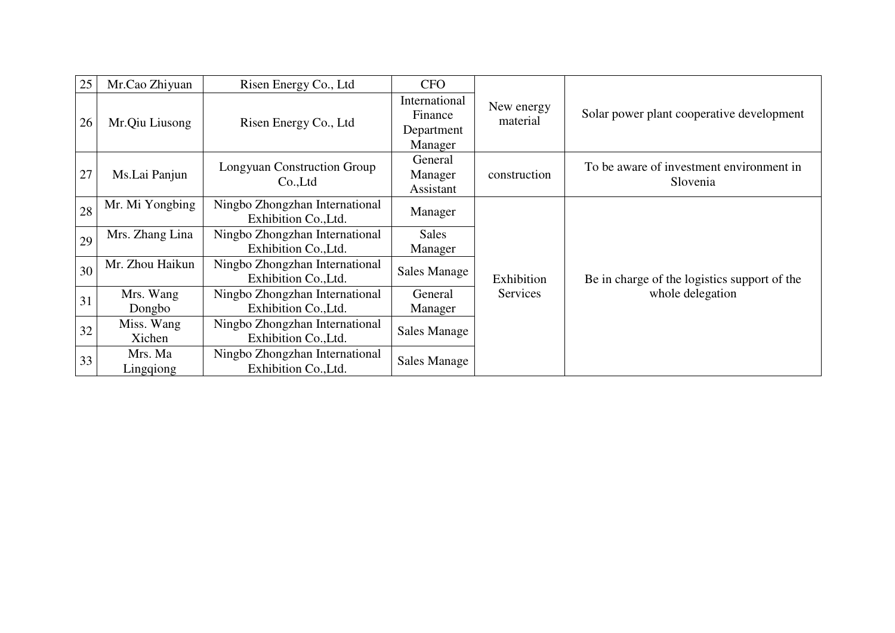| | | | | | |
|---|---|---|---|---|---|
| 25 | Mr.Cao Zhiyuan | Risen Energy Co., Ltd | CFO | New energy material | Solar power plant cooperative development |
| 26 | Mr.Qiu Liusong | Risen Energy Co., Ltd | International Finance Department Manager | | |
| 27 | Ms.Lai Panjun | Longyuan Construction Group Co.,Ltd | General Manager Assistant | construction | To be aware of investment environment in Slovenia |
| 28 | Mr. Mi Yongbing | Ningbo Zhongzhan International Exhibition Co.,Ltd. | Manager | Exhibition Services | Be in charge of the logistics support of the whole delegation |
| 29 | Mrs. Zhang Lina | Ningbo Zhongzhan International Exhibition Co.,Ltd. | Sales Manager | | |
| 30 | Mr. Zhou Haikun | Ningbo Zhongzhan International Exhibition Co.,Ltd. | Sales Manage | | |
| 31 | Mrs. Wang Dongbo | Ningbo Zhongzhan International Exhibition Co.,Ltd. | General Manager | | |
| 32 | Miss. Wang Xichen | Ningbo Zhongzhan International Exhibition Co.,Ltd. | Sales Manage | | |
| 33 | Mrs. Ma Lingqiong | Ningbo Zhongzhan International Exhibition Co.,Ltd. | Sales Manage | | |